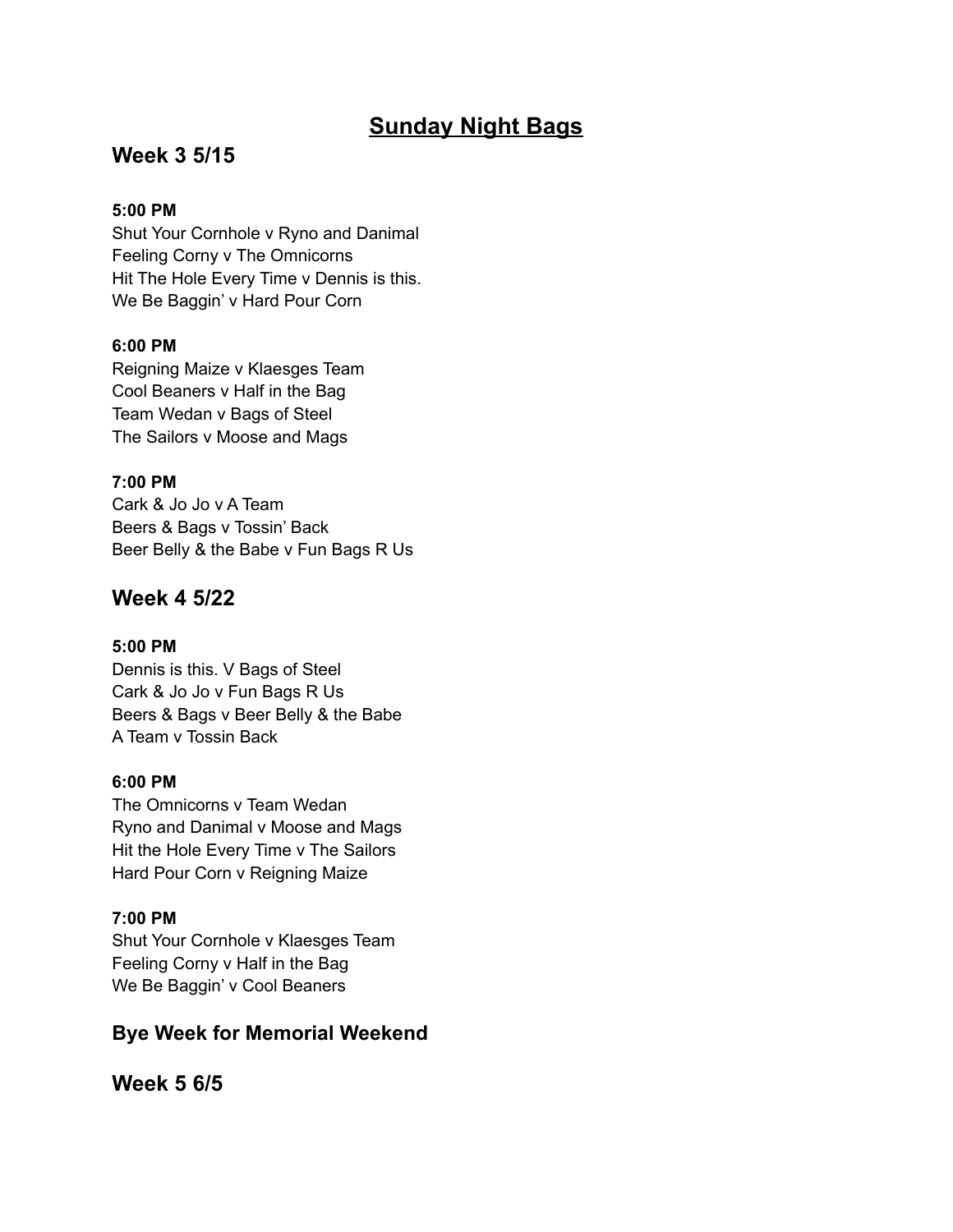# Sunday Night Bags

## Week 3 5/15

**5:00 PM**

Shut Your Cornhole v Ryno and Danimal
Feeling Corny v The Omnicorns
Hit The Hole Every Time v Dennis is this.
We Be Baggin' v Hard Pour Corn

**6:00 PM**

Reigning Maize v Klaesges Team
Cool Beaners v Half in the Bag
Team Wedan v Bags of Steel
The Sailors v Moose and Mags

**7:00 PM**

Cark & Jo Jo v A Team
Beers & Bags v Tossin' Back
Beer Belly & the Babe v Fun Bags R Us

## Week 4 5/22

**5:00 PM**

Dennis is this. V Bags of Steel
Cark & Jo Jo v Fun Bags R Us
Beers & Bags v Beer Belly & the Babe
A Team v Tossin Back

**6:00 PM**

The Omnicorns v Team Wedan
Ryno and Danimal v Moose and Mags
Hit the Hole Every Time v The Sailors
Hard Pour Corn v Reigning Maize

**7:00 PM**

Shut Your Cornhole v Klaesges Team
Feeling Corny v Half in the Bag
We Be Baggin' v Cool Beaners

### Bye Week for Memorial Weekend

## Week 5 6/5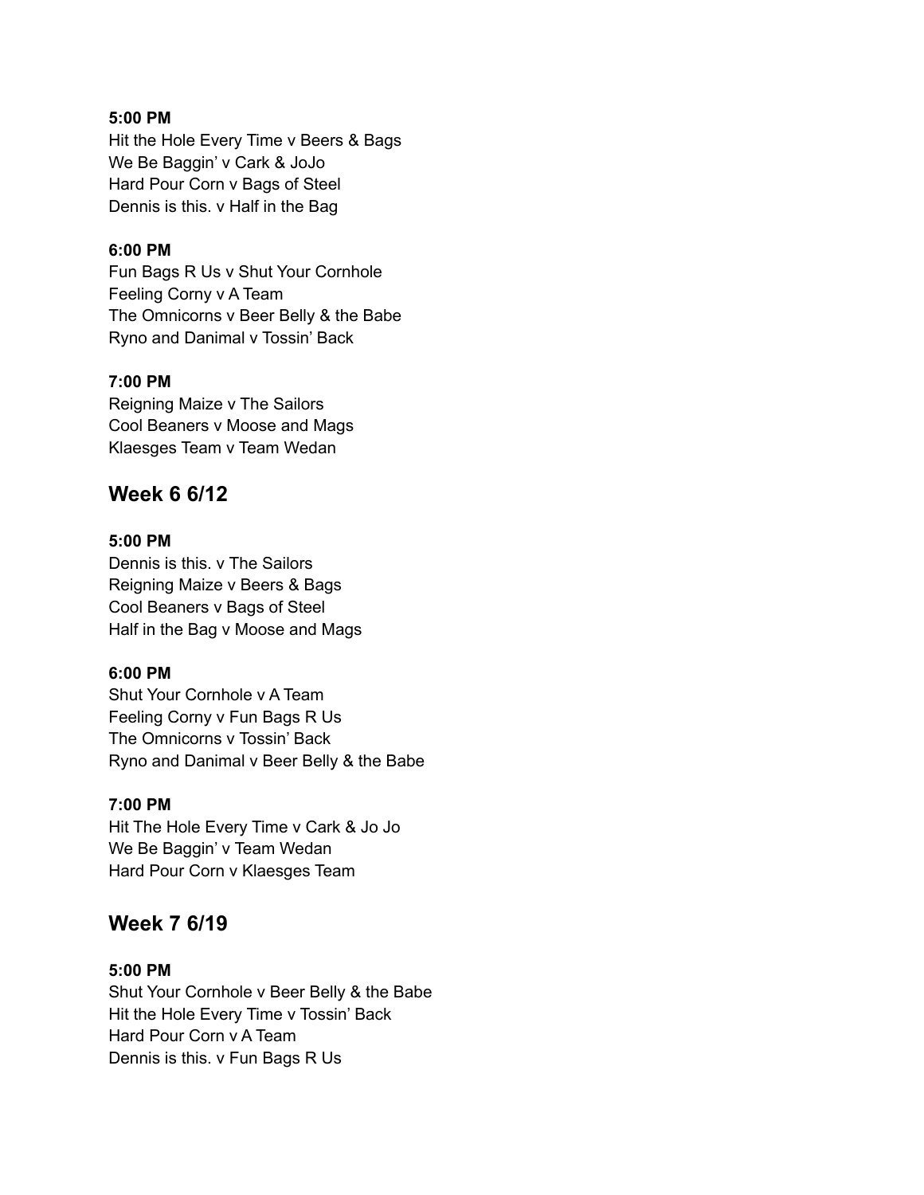**5:00 PM**
Hit the Hole Every Time v Beers & Bags
We Be Baggin' v Cark & JoJo
Hard Pour Corn v Bags of Steel
Dennis is this. v Half in the Bag

**6:00 PM**
Fun Bags R Us v Shut Your Cornhole
Feeling Corny v A Team
The Omnicorns v Beer Belly & the Babe
Ryno and Danimal v Tossin' Back

**7:00 PM**
Reigning Maize v The Sailors
Cool Beaners v Moose and Mags
Klaesges Team v Team Wedan

## Week 6 6/12

**5:00 PM**
Dennis is this. v The Sailors
Reigning Maize v Beers & Bags
Cool Beaners v Bags of Steel
Half in the Bag v Moose and Mags

**6:00 PM**
Shut Your Cornhole v A Team
Feeling Corny v Fun Bags R Us
The Omnicorns v Tossin' Back
Ryno and Danimal v Beer Belly & the Babe

**7:00 PM**
Hit The Hole Every Time v Cark & Jo Jo
We Be Baggin' v Team Wedan
Hard Pour Corn v Klaesges Team

## Week 7 6/19

**5:00 PM**
Shut Your Cornhole v Beer Belly & the Babe
Hit the Hole Every Time v Tossin' Back
Hard Pour Corn v A Team
Dennis is this. v Fun Bags R Us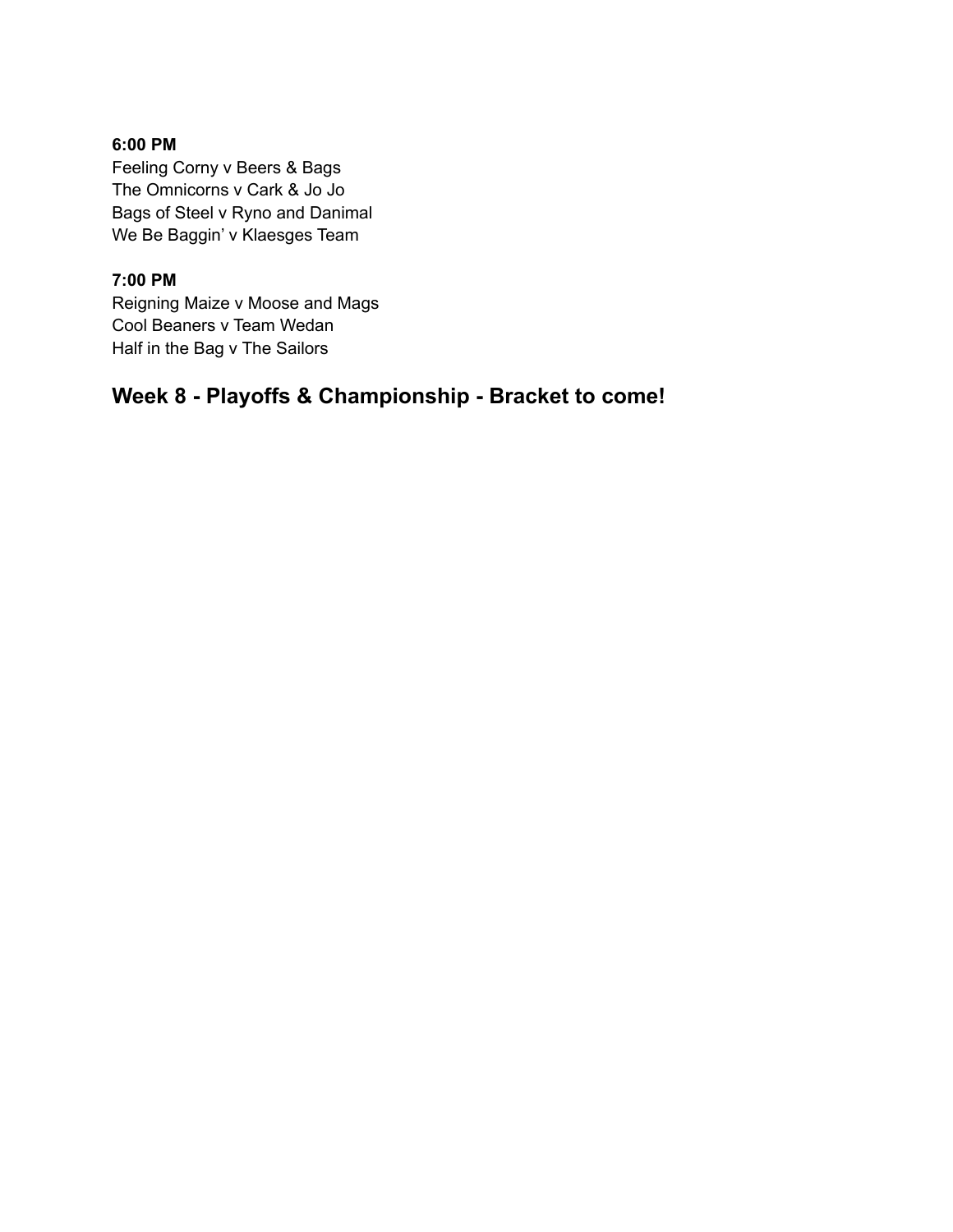**6:00 PM**

Feeling Corny v Beers & Bags
The Omnicorns v Cark & Jo Jo
Bags of Steel v Ryno and Danimal
We Be Baggin' v Klaesges Team

**7:00 PM**

Reigning Maize v Moose and Mags
Cool Beaners v Team Wedan
Half in the Bag v The Sailors

## Week 8 - Playoffs & Championship - Bracket to come!